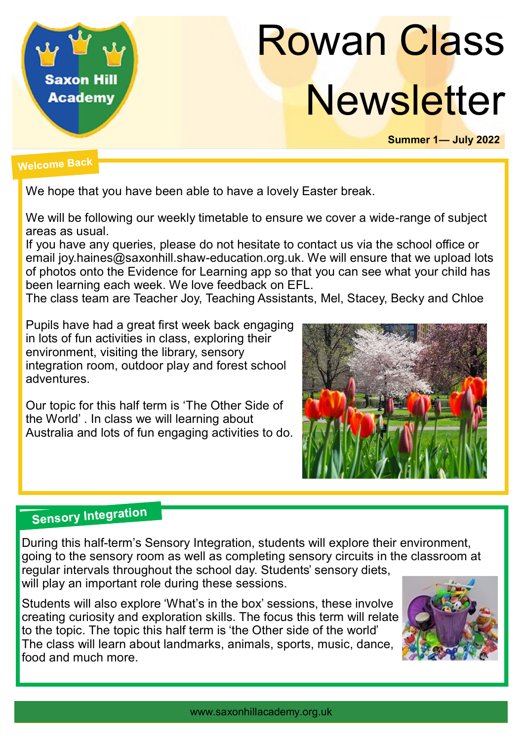Saxon Hill Academy

# Rowan Class Newsletter

**Summer 1— July 2022**

## Welcome Back

We hope that you have been able to have a lovely Easter break.

We will be following our weekly timetable to ensure we cover a wide-range of subject areas as usual.
If you have any queries, please do not hesitate to contact us via the school office or email joy.haines@saxonhill.shaw-education.org.uk. We will ensure that we upload lots of photos onto the Evidence for Learning app so that you can see what your child has been learning each week. We love feedback on EFL.
The class team are Teacher Joy, Teaching Assistants, Mel, Stacey, Becky and Chloe

Pupils have had a great first week back engaging in lots of fun activities in class, exploring their environment, visiting the library, sensory integration room, outdoor play and forest school adventures.

Our topic for this half term is 'The Other Side of the World' . In class we will learning about Australia and lots of fun engaging activities to do.

## Sensory Integration

During this half-term's Sensory Integration, students will explore their environment, going to the sensory room as well as completing sensory circuits in the classroom at regular intervals throughout the school day. Students' sensory diets, will play an important role during these sessions.

Students will also explore 'What's in the box' sessions, these involve creating curiosity and exploration skills. The focus this term will relate to the topic. The topic this half term is 'the Other side of the world' The class will learn about landmarks, animals, sports, music, dance, food and much more.

www.saxonhillacademy.org.uk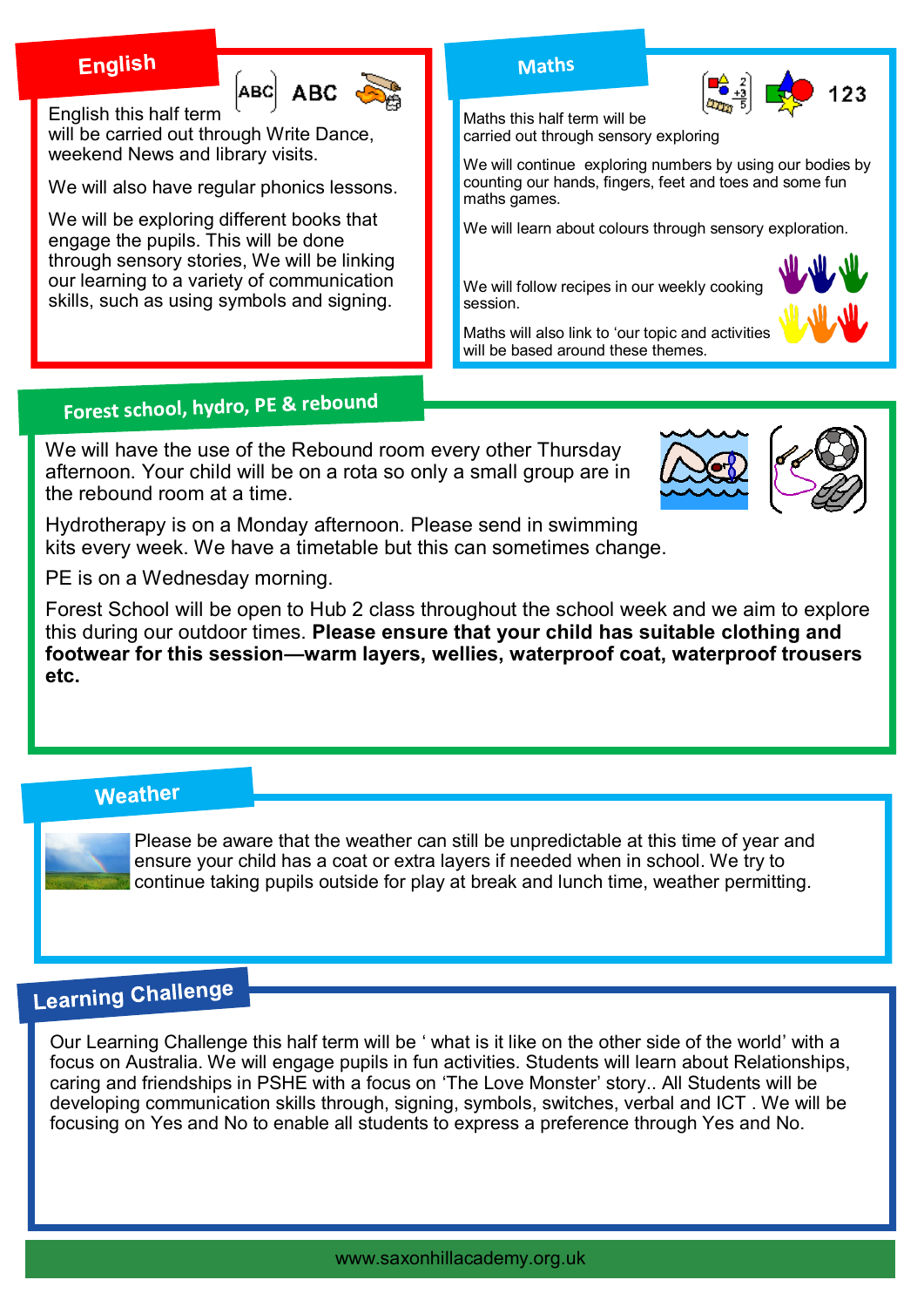## English

English this half term will be carried out through Write Dance, weekend News and library visits.

We will also have regular phonics lessons.

We will be exploring different books that engage the pupils. This will be done through sensory stories, We will be linking our learning to a variety of communication skills, such as using symbols and signing.

## Maths

Maths this half term will be carried out through sensory exploring

We will continue exploring numbers by using our bodies by counting our hands, fingers, feet and toes and some fun maths games.

We will learn about colours through sensory exploration.

We will follow recipes in our weekly cooking session.

Maths will also link to 'our topic and activities will be based around these themes.

## Forest school, hydro, PE & rebound

We will have the use of the Rebound room every other Thursday afternoon. Your child will be on a rota so only a small group are in the rebound room at a time.

Hydrotherapy is on a Monday afternoon. Please send in swimming kits every week. We have a timetable but this can sometimes change.

PE is on a Wednesday morning.

Forest School will be open to Hub 2 class throughout the school week and we aim to explore this during our outdoor times. **Please ensure that your child has suitable clothing and footwear for this session—warm layers, wellies, waterproof coat, waterproof trousers etc.**

## Weather

Please be aware that the weather can still be unpredictable at this time of year and ensure your child has a coat or extra layers if needed when in school. We try to continue taking pupils outside for play at break and lunch time, weather permitting.

## Learning Challenge

Our Learning Challenge this half term will be ' what is it like on the other side of the world' with a focus on Australia. We will engage pupils in fun activities. Students will learn about Relationships, caring and friendships in PSHE with a focus on 'The Love Monster' story.. All Students will be developing communication skills through, signing, symbols, switches, verbal and ICT . We will be focusing on Yes and No to enable all students to express a preference through Yes and No.

www.saxonhillacademy.org.uk